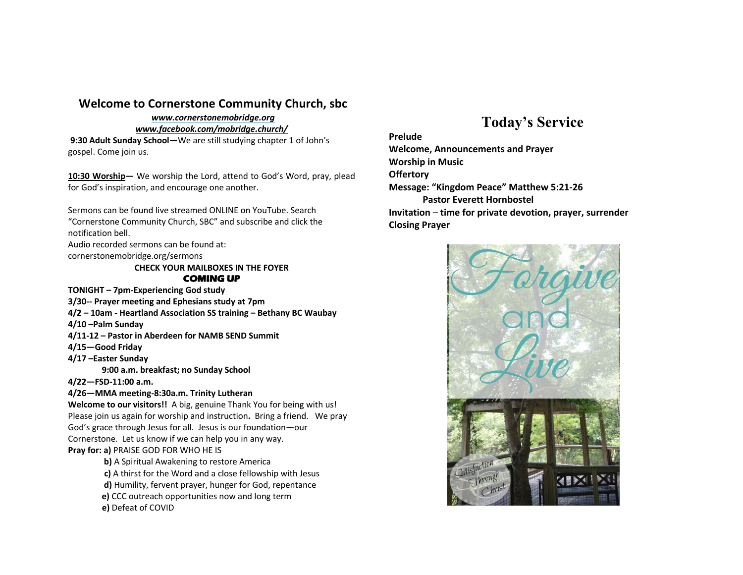## Welcome to Cornerstone Community Church, sbc

***www.cornerstonemobridge.org***

***www.facebook.com/mobridge.church/***

**9:30 Adult Sunday School—**We are still studying chapter 1 of John's gospel. Come join us.

**10:30 Worship—** We worship the Lord, attend to God's Word, pray, plead for God's inspiration, and encourage one another.

Sermons can be found live streamed ONLINE on YouTube. Search "Cornerstone Community Church, SBC" and subscribe and click the notification bell.

Audio recorded sermons can be found at: cornerstonemobridge.org/sermons

**CHECK YOUR MAILBOXES IN THE FOYER**

**COMING UP**

**TONIGHT – 7pm-Experiencing God study**

**3/30-- Prayer meeting and Ephesians study at 7pm**

**4/2 – 10am - Heartland Association SS training – Bethany BC Waubay**

**4/10 –Palm Sunday**

**4/11-12 – Pastor in Aberdeen for NAMB SEND Summit**

**4/15—Good Friday**

**4/17 –Easter Sunday**

**9:00 a.m. breakfast; no Sunday School**

**4/22—FSD-11:00 a.m.**

**4/26—MMA meeting-8:30a.m. Trinity Lutheran**

**Welcome to our visitors!!** A big, genuine Thank You for being with us! Please join us again for worship and instruction**.** Bring a friend. We pray God's grace through Jesus for all. Jesus is our foundation—our Cornerstone. Let us know if we can help you in any way.

**Pray for: a)** PRAISE GOD FOR WHO HE IS

**b)** A Spiritual Awakening to restore America

**c)** A thirst for the Word and a close fellowship with Jesus

**d)** Humility, fervent prayer, hunger for God, repentance

**e)** CCC outreach opportunities now and long term

**e)** Defeat of COVID

# Today's Service

**Prelude**

**Welcome, Announcements and Prayer**

**Worship in Music**

**Offertory**

**Message: "Kingdom Peace" Matthew 5:21-26**

**Pastor Everett Hornbostel**

**Invitation – time for private devotion, prayer, surrender**

**Closing Prayer**

Forgive and Live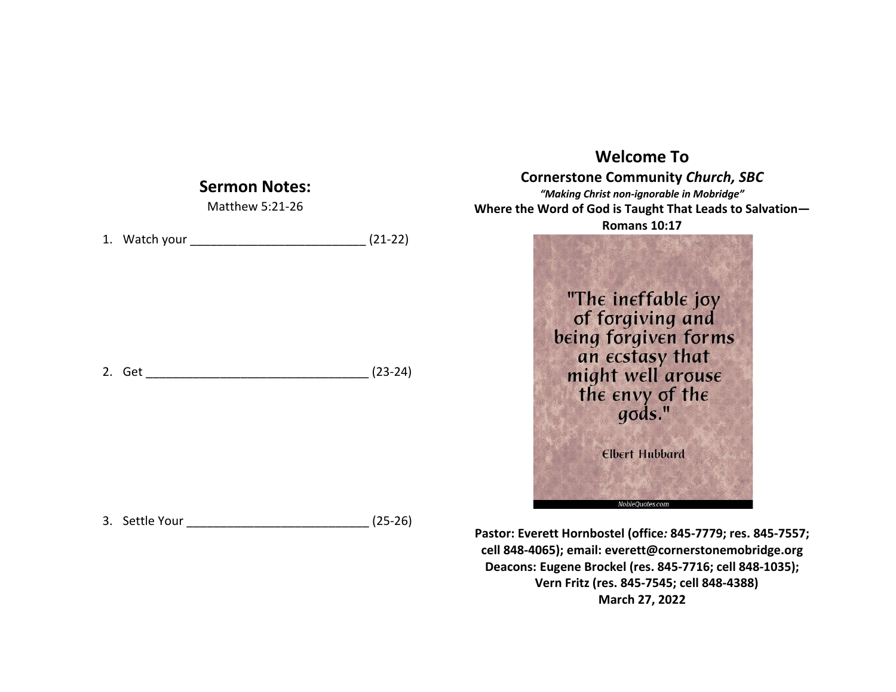## Sermon Notes:

Matthew 5:21-26

1. Watch your __________________________ (21-22)

2. Get _________________________________ (23-24)

3. Settle Your ___________________________ (25-26)

## Welcome To

### Cornerstone Community *Church, SBC*

***"Making Christ non-ignorable in Mobridge"***

**Where the Word of God is Taught That Leads to Salvation—Romans 10:17**

"The ineffable joy of forgiving and being forgiven forms an ecstasy that might well arouse the envy of the gods."

Elbert Hubbard

NobleQuotes.com

**Pastor: Everett Hornbostel (office: 845-7779; res. 845-7557; cell 848-4065); email: everett@cornerstonemobridge.org**
**Deacons: Eugene Brockel (res. 845-7716; cell 848-1035); Vern Fritz (res. 845-7545; cell 848-4388)**
**March 27, 2022**